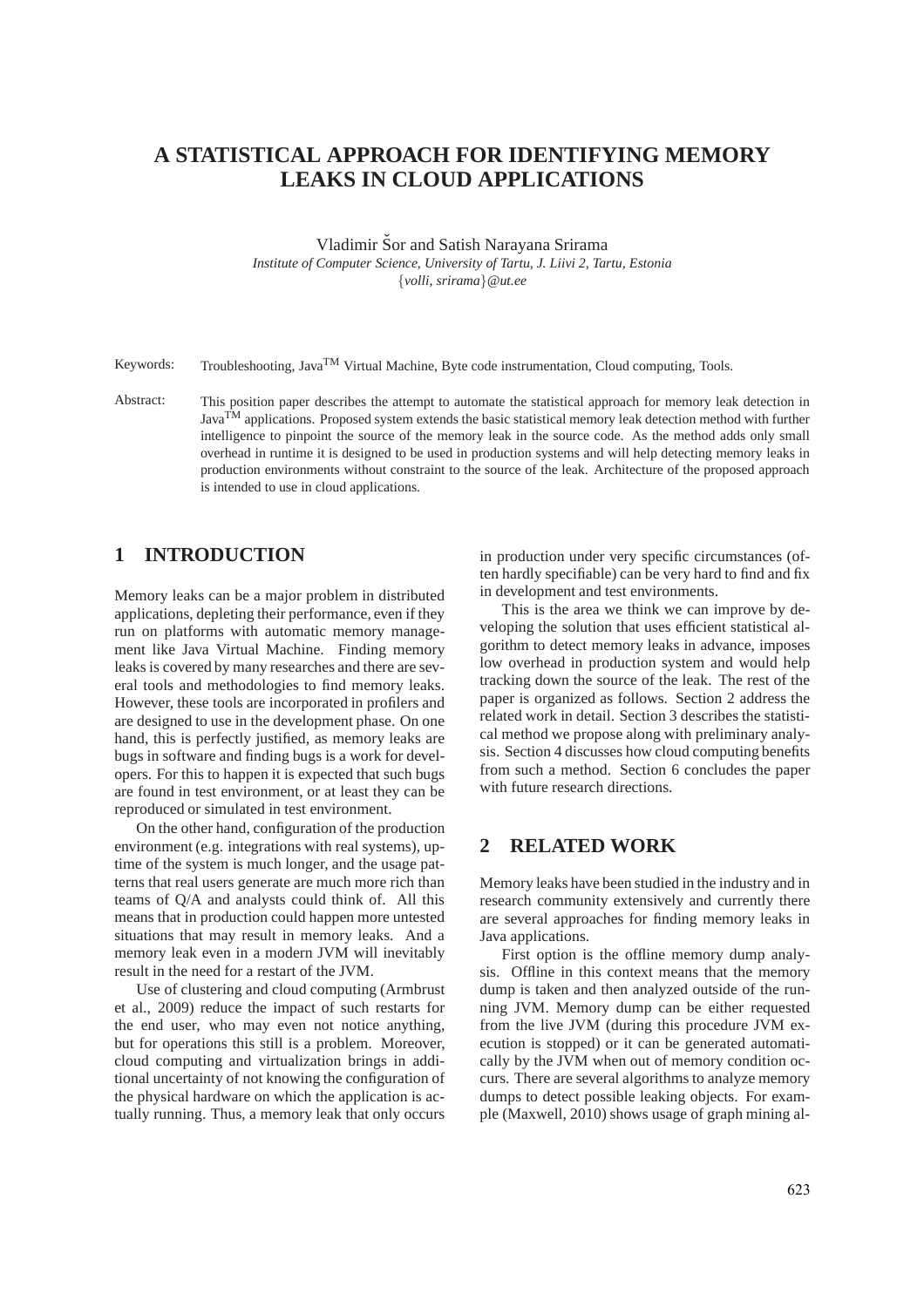# A STATISTICAL APPROACH FOR IDENTIFYING MEMORY LEAKS IN CLOUD APPLICATIONS

Vladimir Šor and Satish Narayana Srirama

*Institute of Computer Science, University of Tartu, J. Liivi 2, Tartu, Estonia*

{*volli, srirama*}*@ut.ee*

Keywords: Troubleshooting, Java™ Virtual Machine, Byte code instrumentation, Cloud computing, Tools.

Abstract: This position paper describes the attempt to automate the statistical approach for memory leak detection in Java™ applications. Proposed system extends the basic statistical memory leak detection method with further intelligence to pinpoint the source of the memory leak in the source code. As the method adds only small overhead in runtime it is designed to be used in production systems and will help detecting memory leaks in production environments without constraint to the source of the leak. Architecture of the proposed approach is intended to use in cloud applications.

## 1 INTRODUCTION

Memory leaks can be a major problem in distributed applications, depleting their performance, even if they run on platforms with automatic memory management like Java Virtual Machine. Finding memory leaks is covered by many researches and there are several tools and methodologies to find memory leaks. However, these tools are incorporated in profilers and are designed to use in the development phase. On one hand, this is perfectly justified, as memory leaks are bugs in software and finding bugs is a work for developers. For this to happen it is expected that such bugs are found in test environment, or at least they can be reproduced or simulated in test environment.

On the other hand, configuration of the production environment (e.g. integrations with real systems), uptime of the system is much longer, and the usage patterns that real users generate are much more rich than teams of Q/A and analysts could think of. All this means that in production could happen more untested situations that may result in memory leaks. And a memory leak even in a modern JVM will inevitably result in the need for a restart of the JVM.

Use of clustering and cloud computing (Armbrust et al., 2009) reduce the impact of such restarts for the end user, who may even not notice anything, but for operations this still is a problem. Moreover, cloud computing and virtualization brings in additional uncertainty of not knowing the configuration of the physical hardware on which the application is actually running. Thus, a memory leak that only occurs in production under very specific circumstances (often hardly specifiable) can be very hard to find and fix in development and test environments.

This is the area we think we can improve by developing the solution that uses efficient statistical algorithm to detect memory leaks in advance, imposes low overhead in production system and would help tracking down the source of the leak. The rest of the paper is organized as follows. Section 2 address the related work in detail. Section 3 describes the statistical method we propose along with preliminary analysis. Section 4 discusses how cloud computing benefits from such a method. Section 6 concludes the paper with future research directions.

## 2 RELATED WORK

Memory leaks have been studied in the industry and in research community extensively and currently there are several approaches for finding memory leaks in Java applications.

First option is the offline memory dump analysis. Offline in this context means that the memory dump is taken and then analyzed outside of the running JVM. Memory dump can be either requested from the live JVM (during this procedure JVM execution is stopped) or it can be generated automatically by the JVM when out of memory condition occurs. There are several algorithms to analyze memory dumps to detect possible leaking objects. For example (Maxwell, 2010) shows usage of graph mining al-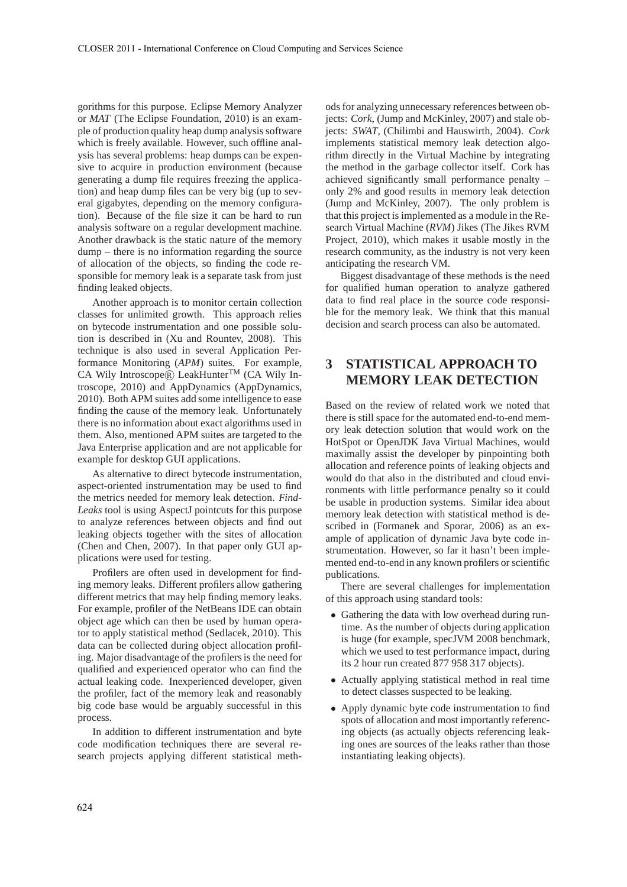gorithms for this purpose. Eclipse Memory Analyzer or *MAT* (The Eclipse Foundation, 2010) is an example of production quality heap dump analysis software which is freely available. However, such offline analysis has several problems: heap dumps can be expensive to acquire in production environment (because generating a dump file requires freezing the application) and heap dump files can be very big (up to several gigabytes, depending on the memory configuration). Because of the file size it can be hard to run analysis software on a regular development machine. Another drawback is the static nature of the memory dump – there is no information regarding the source of allocation of the objects, so finding the code responsible for memory leak is a separate task from just finding leaked objects.

Another approach is to monitor certain collection classes for unlimited growth. This approach relies on bytecode instrumentation and one possible solution is described in (Xu and Rountev, 2008). This technique is also used in several Application Performance Monitoring (*APM*) suites. For example, CA Wily Introscope® LeakHunter™ (CA Wily Introscope, 2010) and AppDynamics (AppDynamics, 2010). Both APM suites add some intelligence to ease finding the cause of the memory leak. Unfortunately there is no information about exact algorithms used in them. Also, mentioned APM suites are targeted to the Java Enterprise application and are not applicable for example for desktop GUI applications.

As alternative to direct bytecode instrumentation, aspect-oriented instrumentation may be used to find the metrics needed for memory leak detection. *FindLeaks* tool is using AspectJ pointcuts for this purpose to analyze references between objects and find out leaking objects together with the sites of allocation (Chen and Chen, 2007). In that paper only GUI applications were used for testing.

Profilers are often used in development for finding memory leaks. Different profilers allow gathering different metrics that may help finding memory leaks. For example, profiler of the NetBeans IDE can obtain object age which can then be used by human operator to apply statistical method (Sedlacek, 2010). This data can be collected during object allocation profiling. Major disadvantage of the profilers is the need for qualified and experienced operator who can find the actual leaking code. Inexperienced developer, given the profiler, fact of the memory leak and reasonably big code base would be arguably successful in this process.

In addition to different instrumentation and byte code modification techniques there are several research projects applying different statistical methods for analyzing unnecessary references between objects: *Cork*, (Jump and McKinley, 2007) and stale objects: *SWAT*, (Chilimbi and Hauswirth, 2004). *Cork* implements statistical memory leak detection algorithm directly in the Virtual Machine by integrating the method in the garbage collector itself. Cork has achieved significantly small performance penalty – only 2% and good results in memory leak detection (Jump and McKinley, 2007). The only problem is that this project is implemented as a module in the Research Virtual Machine (*RVM*) Jikes (The Jikes RVM Project, 2010), which makes it usable mostly in the research community, as the industry is not very keen anticipating the research VM.

Biggest disadvantage of these methods is the need for qualified human operation to analyze gathered data to find real place in the source code responsible for the memory leak. We think that this manual decision and search process can also be automated.

## 3 STATISTICAL APPROACH TO MEMORY LEAK DETECTION

Based on the review of related work we noted that there is still space for the automated end-to-end memory leak detection solution that would work on the HotSpot or OpenJDK Java Virtual Machines, would maximally assist the developer by pinpointing both allocation and reference points of leaking objects and would do that also in the distributed and cloud environments with little performance penalty so it could be usable in production systems. Similar idea about memory leak detection with statistical method is described in (Formanek and Sporar, 2006) as an example of application of dynamic Java byte code instrumentation. However, so far it hasn't been implemented end-to-end in any known profilers or scientific publications.

There are several challenges for implementation of this approach using standard tools:

- Gathering the data with low overhead during runtime. As the number of objects during application is huge (for example, specJVM 2008 benchmark, which we used to test performance impact, during its 2 hour run created 877 958 317 objects).
- Actually applying statistical method in real time to detect classes suspected to be leaking.
- Apply dynamic byte code instrumentation to find spots of allocation and most importantly referencing objects (as actually objects referencing leaking ones are sources of the leaks rather than those instantiating leaking objects).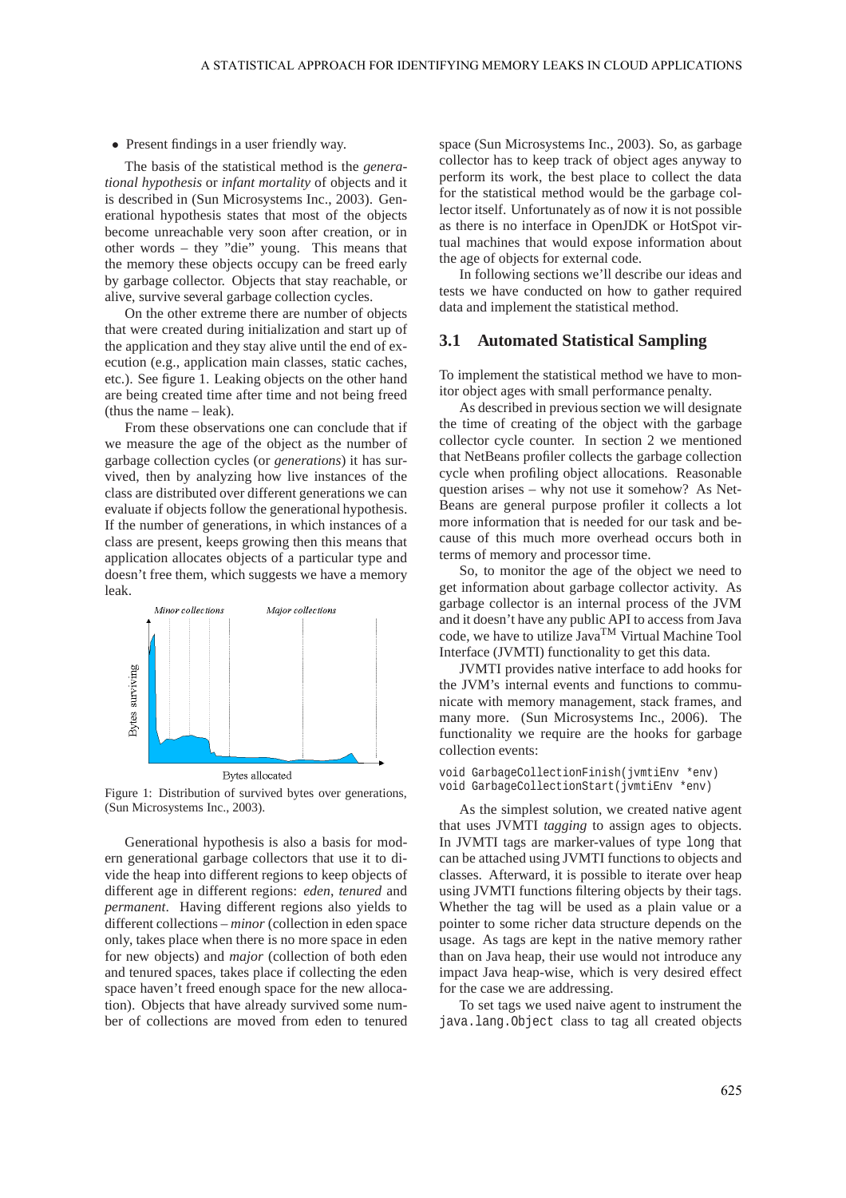- Present findings in a user friendly way.

The basis of the statistical method is the *generational hypothesis* or *infant mortality* of objects and it is described in (Sun Microsystems Inc., 2003). Generational hypothesis states that most of the objects become unreachable very soon after creation, or in other words – they "die" young. This means that the memory these objects occupy can be freed early by garbage collector. Objects that stay reachable, or alive, survive several garbage collection cycles.

On the other extreme there are number of objects that were created during initialization and start up of the application and they stay alive until the end of execution (e.g., application main classes, static caches, etc.). See figure 1. Leaking objects on the other hand are being created time after time and not being freed (thus the name – leak).

From these observations one can conclude that if we measure the age of the object as the number of garbage collection cycles (or *generations*) it has survived, then by analyzing how live instances of the class are distributed over different generations we can evaluate if objects follow the generational hypothesis. If the number of generations, in which instances of a class are present, keeps growing then this means that application allocates objects of a particular type and doesn't free them, which suggests we have a memory leak.

Figure 1: Distribution of survived bytes over generations, (Sun Microsystems Inc., 2003).

Generational hypothesis is also a basis for modern generational garbage collectors that use it to divide the heap into different regions to keep objects of different age in different regions: *eden*, *tenured* and *permanent*. Having different regions also yields to different collections – *minor* (collection in eden space only, takes place when there is no more space in eden for new objects) and *major* (collection of both eden and tenured spaces, takes place if collecting the eden space haven't freed enough space for the new allocation). Objects that have already survived some number of collections are moved from eden to tenured space (Sun Microsystems Inc., 2003). So, as garbage collector has to keep track of object ages anyway to perform its work, the best place to collect the data for the statistical method would be the garbage collector itself. Unfortunately as of now it is not possible as there is no interface in OpenJDK or HotSpot virtual machines that would expose information about the age of objects for external code.

In following sections we'll describe our ideas and tests we have conducted on how to gather required data and implement the statistical method.

## 3.1 Automated Statistical Sampling

To implement the statistical method we have to monitor object ages with small performance penalty.

As described in previous section we will designate the time of creating of the object with the garbage collector cycle counter. In section 2 we mentioned that NetBeans profiler collects the garbage collection cycle when profiling object allocations. Reasonable question arises – why not use it somehow? As NetBeans are general purpose profiler it collects a lot more information that is needed for our task and because of this much more overhead occurs both in terms of memory and processor time.

So, to monitor the age of the object we need to get information about garbage collector activity. As garbage collector is an internal process of the JVM and it doesn't have any public API to access from Java code, we have to utilize Java™ Virtual Machine Tool Interface (JVMTI) functionality to get this data.

JVMTI provides native interface to add hooks for the JVM's internal events and functions to communicate with memory management, stack frames, and many more. (Sun Microsystems Inc., 2006). The functionality we require are the hooks for garbage collection events:

```
void GarbageCollectionFinish(jvmtiEnv *env)
void GarbageCollectionStart(jvmtiEnv *env)
```

As the simplest solution, we created native agent that uses JVMTI *tagging* to assign ages to objects. In JVMTI tags are marker-values of type `long` that can be attached using JVMTI functions to objects and classes. Afterward, it is possible to iterate over heap using JVMTI functions filtering objects by their tags. Whether the tag will be used as a plain value or a pointer to some richer data structure depends on the usage. As tags are kept in the native memory rather than on Java heap, their use would not introduce any impact Java heap-wise, which is very desired effect for the case we are addressing.

To set tags we used naive agent to instrument the `java.lang.Object` class to tag all created objects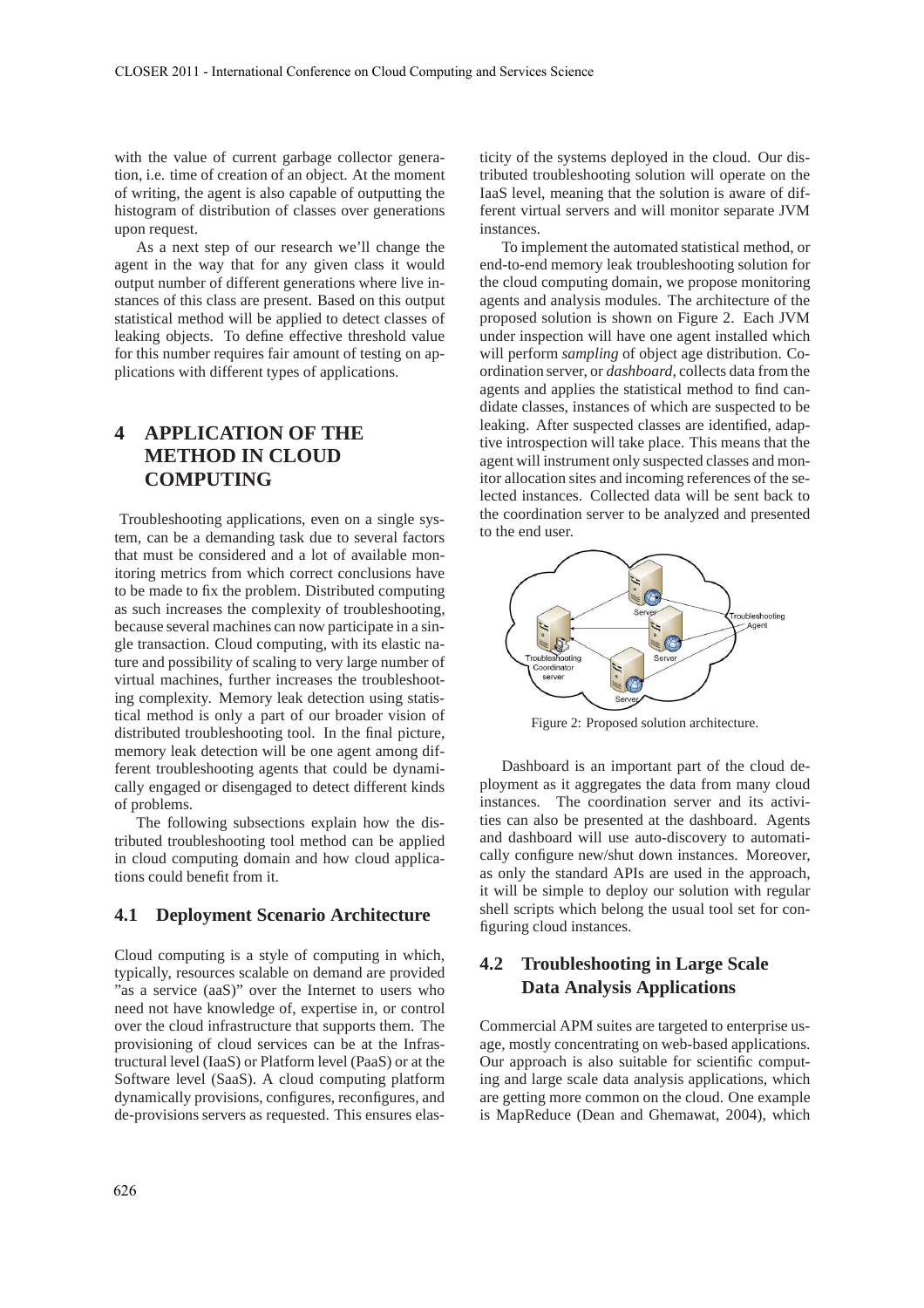with the value of current garbage collector generation, i.e. time of creation of an object. At the moment of writing, the agent is also capable of outputting the histogram of distribution of classes over generations upon request.

As a next step of our research we'll change the agent in the way that for any given class it would output number of different generations where live instances of this class are present. Based on this output statistical method will be applied to detect classes of leaking objects. To define effective threshold value for this number requires fair amount of testing on applications with different types of applications.

## 4 APPLICATION OF THE METHOD IN CLOUD COMPUTING

Troubleshooting applications, even on a single system, can be a demanding task due to several factors that must be considered and a lot of available monitoring metrics from which correct conclusions have to be made to fix the problem. Distributed computing as such increases the complexity of troubleshooting, because several machines can now participate in a single transaction. Cloud computing, with its elastic nature and possibility of scaling to very large number of virtual machines, further increases the troubleshooting complexity. Memory leak detection using statistical method is only a part of our broader vision of distributed troubleshooting tool. In the final picture, memory leak detection will be one agent among different troubleshooting agents that could be dynamically engaged or disengaged to detect different kinds of problems.

The following subsections explain how the distributed troubleshooting tool method can be applied in cloud computing domain and how cloud applications could benefit from it.

### 4.1 Deployment Scenario Architecture

Cloud computing is a style of computing in which, typically, resources scalable on demand are provided "as a service (aaS)" over the Internet to users who need not have knowledge of, expertise in, or control over the cloud infrastructure that supports them. The provisioning of cloud services can be at the Infrastructural level (IaaS) or Platform level (PaaS) or at the Software level (SaaS). A cloud computing platform dynamically provisions, configures, reconfigures, and de-provisions servers as requested. This ensures elasticity of the systems deployed in the cloud. Our distributed troubleshooting solution will operate on the IaaS level, meaning that the solution is aware of different virtual servers and will monitor separate JVM instances.

To implement the automated statistical method, or end-to-end memory leak troubleshooting solution for the cloud computing domain, we propose monitoring agents and analysis modules. The architecture of the proposed solution is shown on Figure 2. Each JVM under inspection will have one agent installed which will perform *sampling* of object age distribution. Coordination server, or *dashboard*, collects data from the agents and applies the statistical method to find candidate classes, instances of which are suspected to be leaking. After suspected classes are identified, adaptive introspection will take place. This means that the agent will instrument only suspected classes and monitor allocation sites and incoming references of the selected instances. Collected data will be sent back to the coordination server to be analyzed and presented to the end user.

Figure 2: Proposed solution architecture.

Dashboard is an important part of the cloud deployment as it aggregates the data from many cloud instances. The coordination server and its activities can also be presented at the dashboard. Agents and dashboard will use auto-discovery to automatically configure new/shut down instances. Moreover, as only the standard APIs are used in the approach, it will be simple to deploy our solution with regular shell scripts which belong the usual tool set for configuring cloud instances.

### 4.2 Troubleshooting in Large Scale Data Analysis Applications

Commercial APM suites are targeted to enterprise usage, mostly concentrating on web-based applications. Our approach is also suitable for scientific computing and large scale data analysis applications, which are getting more common on the cloud. One example is MapReduce (Dean and Ghemawat, 2004), which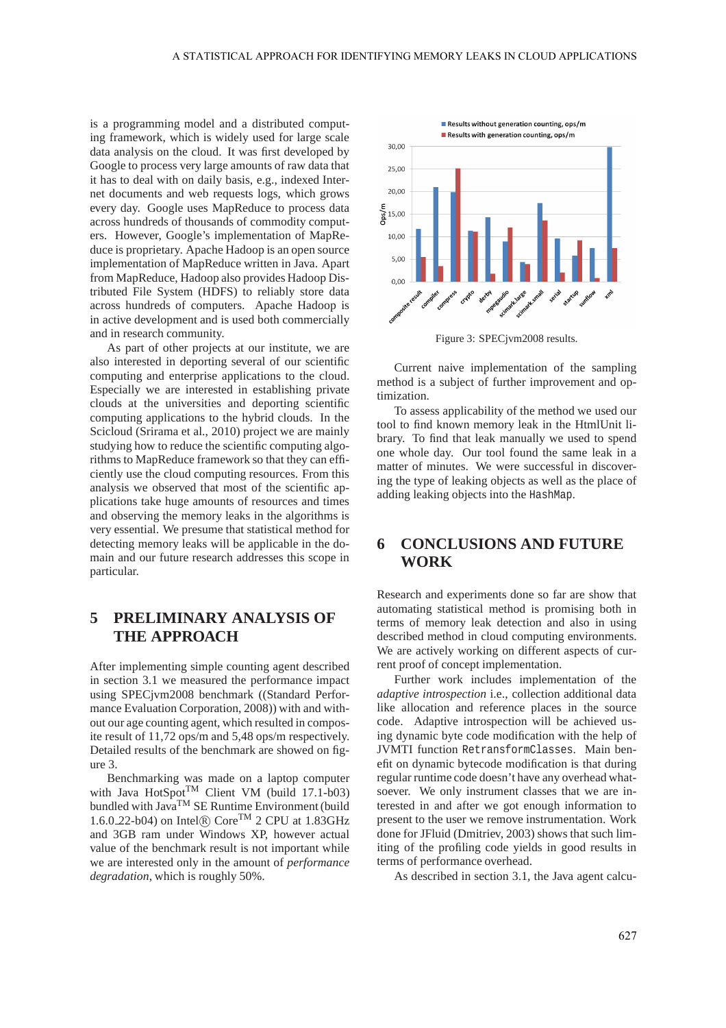is a programming model and a distributed computing framework, which is widely used for large scale data analysis on the cloud. It was first developed by Google to process very large amounts of raw data that it has to deal with on daily basis, e.g., indexed Internet documents and web requests logs, which grows every day. Google uses MapReduce to process data across hundreds of thousands of commodity computers. However, Google's implementation of MapReduce is proprietary. Apache Hadoop is an open source implementation of MapReduce written in Java. Apart from MapReduce, Hadoop also provides Hadoop Distributed File System (HDFS) to reliably store data across hundreds of computers. Apache Hadoop is in active development and is used both commercially and in research community.

As part of other projects at our institute, we are also interested in deporting several of our scientific computing and enterprise applications to the cloud. Especially we are interested in establishing private clouds at the universities and deporting scientific computing applications to the hybrid clouds. In the Scicloud (Srirama et al., 2010) project we are mainly studying how to reduce the scientific computing algorithms to MapReduce framework so that they can efficiently use the cloud computing resources. From this analysis we observed that most of the scientific applications take huge amounts of resources and times and observing the memory leaks in the algorithms is very essential. We presume that statistical method for detecting memory leaks will be applicable in the domain and our future research addresses this scope in particular.

## 5 PRELIMINARY ANALYSIS OF THE APPROACH

After implementing simple counting agent described in section 3.1 we measured the performance impact using SPECjvm2008 benchmark ((Standard Performance Evaluation Corporation, 2008)) with and without our age counting agent, which resulted in composite result of 11,72 ops/m and 5,48 ops/m respectively. Detailed results of the benchmark are showed on figure 3.

Benchmarking was made on a laptop computer with Java HotSpot™ Client VM (build 17.1-b03) bundled with Java™ SE Runtime Environment (build 1.6.0_22-b04) on Intel® Core™ 2 CPU at 1.83GHz and 3GB ram under Windows XP, however actual value of the benchmark result is not important while we are interested only in the amount of *performance degradation*, which is roughly 50%.

Figure 3: SPECjvm2008 results.

Current naive implementation of the sampling method is a subject of further improvement and optimization.

To assess applicability of the method we used our tool to find known memory leak in the HtmlUnit library. To find that leak manually we used to spend one whole day. Our tool found the same leak in a matter of minutes. We were successful in discovering the type of leaking objects as well as the place of adding leaking objects into the `HashMap`.

## 6 CONCLUSIONS AND FUTURE WORK

Research and experiments done so far are show that automating statistical method is promising both in terms of memory leak detection and also in using described method in cloud computing environments. We are actively working on different aspects of current proof of concept implementation.

Further work includes implementation of the *adaptive introspection* i.e., collection additional data like allocation and reference places in the source code. Adaptive introspection will be achieved using dynamic byte code modification with the help of JVMTI function `RetransformClasses`. Main benefit on dynamic bytecode modification is that during regular runtime code doesn't have any overhead whatsoever. We only instrument classes that we are interested in and after we got enough information to present to the user we remove instrumentation. Work done for JFluid (Dmitriev, 2003) shows that such limiting of the profiling code yields in good results in terms of performance overhead.

As described in section 3.1, the Java agent calcu-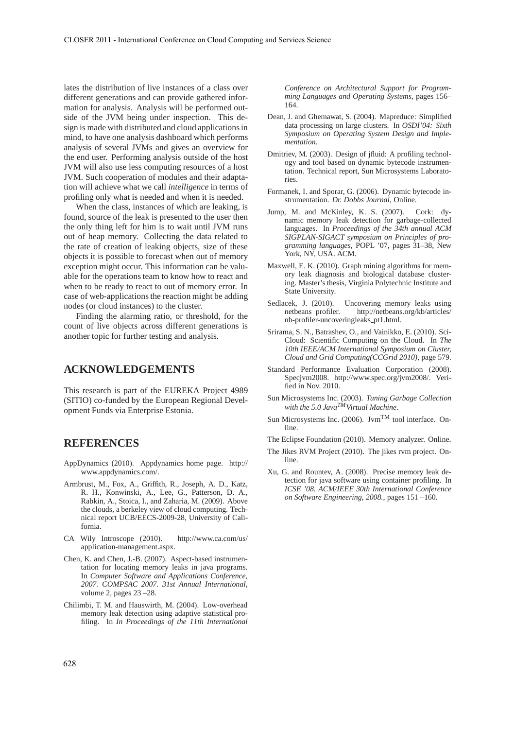lates the distribution of live instances of a class over different generations and can provide gathered information for analysis. Analysis will be performed outside of the JVM being under inspection. This design is made with distributed and cloud applications in mind, to have one analysis dashboard which performs analysis of several JVMs and gives an overview for the end user. Performing analysis outside of the host JVM will also use less computing resources of a host JVM. Such cooperation of modules and their adaptation will achieve what we call *intelligence* in terms of profiling only what is needed and when it is needed.

When the class, instances of which are leaking, is found, source of the leak is presented to the user then the only thing left for him is to wait until JVM runs out of heap memory. Collecting the data related to the rate of creation of leaking objects, size of these objects it is possible to forecast when out of memory exception might occur. This information can be valuable for the operations team to know how to react and when to be ready to react to out of memory error. In case of web-applications the reaction might be adding nodes (or cloud instances) to the cluster.

Finding the alarming ratio, or threshold, for the count of live objects across different generations is another topic for further testing and analysis.

## ACKNOWLEDGEMENTS

This research is part of the EUREKA Project 4989 (SITIO) co-funded by the European Regional Development Funds via Enterprise Estonia.

## REFERENCES

AppDynamics (2010). Appdynamics home page. http://www.appdynamics.com/.

Armbrust, M., Fox, A., Griffith, R., Joseph, A. D., Katz, R. H., Konwinski, A., Lee, G., Patterson, D. A., Rabkin, A., Stoica, I., and Zaharia, M. (2009). Above the clouds, a berkeley view of cloud computing. Technical report UCB/EECS-2009-28, University of California.

CA Wily Introscope (2010). http://www.ca.com/us/application-management.aspx.

Chen, K. and Chen, J.-B. (2007). Aspect-based instrumentation for locating memory leaks in java programs. In *Computer Software and Applications Conference, 2007. COMPSAC 2007. 31st Annual International*, volume 2, pages 23 –28.

Chilimbi, T. M. and Hauswirth, M. (2004). Low-overhead memory leak detection using adaptive statistical profiling. In *In Proceedings of the 11th International Conference on Architectural Support for Programming Languages and Operating Systems*, pages 156–164.

Dean, J. and Ghemawat, S. (2004). Mapreduce: Simplified data processing on large clusters. In *OSDI'04: Sixth Symposium on Operating System Design and Implementation*.

Dmitriev, M. (2003). Design of jfluid: A profiling technology and tool based on dynamic bytecode instrumentation. Technical report, Sun Microsystems Laboratories.

Formanek, I. and Sporar, G. (2006). Dynamic bytecode instrumentation. *Dr. Dobbs Journal*, Online.

Jump, M. and McKinley, K. S. (2007). Cork: dynamic memory leak detection for garbage-collected languages. In *Proceedings of the 34th annual ACM SIGPLAN-SIGACT symposium on Principles of programming languages*, POPL '07, pages 31–38, New York, NY, USA. ACM.

Maxwell, E. K. (2010). Graph mining algorithms for memory leak diagnosis and biological database clustering. Master's thesis, Virginia Polytechnic Institute and State University.

Sedlacek, J. (2010). Uncovering memory leaks using netbeans profiler. http://netbeans.org/kb/articles/nb-profiler-uncoveringleaks_pt1.html.

Srirama, S. N., Batrashev, O., and Vainikko, E. (2010). SciCloud: Scientific Computing on the Cloud. In *The 10th IEEE/ACM International Symposium on Cluster, Cloud and Grid Computing(CCGrid 2010)*, page 579.

Standard Performance Evaluation Corporation (2008). Specjvm2008. http://www.spec.org/jvm2008/. Verified in Nov. 2010.

Sun Microsystems Inc. (2003). *Tuning Garbage Collection with the 5.0 Java™ Virtual Machine*.

Sun Microsystems Inc. (2006). Jvm™ tool interface. Online.

The Eclipse Foundation (2010). Memory analyzer. Online.

The Jikes RVM Project (2010). The jikes rvm project. Online.

Xu, G. and Rountev, A. (2008). Precise memory leak detection for java software using container profiling. In *ICSE '08. ACM/IEEE 30th International Conference on Software Engineering, 2008.*, pages 151 –160.